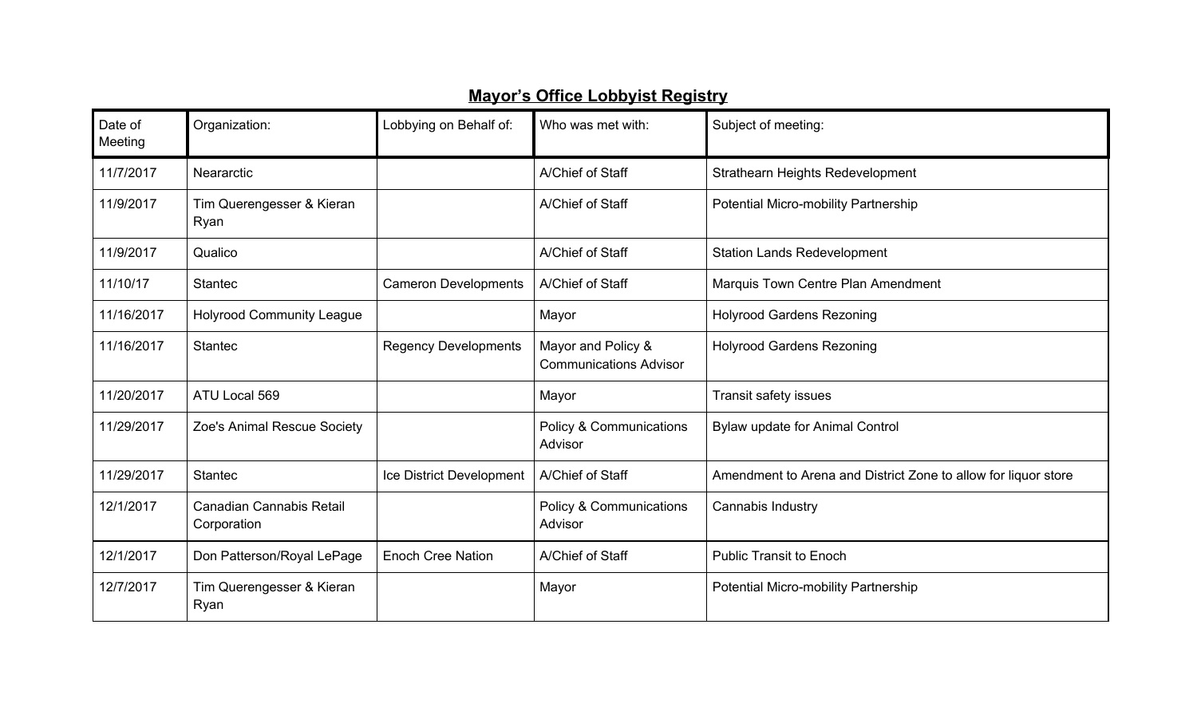# Mayor's Office Lobbyist Registry

| Date of Meeting | Organization: | Lobbying on Behalf of: | Who was met with: | Subject of meeting: |
|---|---|---|---|---|
| 11/7/2017 | Neararctic | | A/Chief of Staff | Strathearn Heights Redevelopment |
| 11/9/2017 | Tim Querengesser & Kieran Ryan | | A/Chief of Staff | Potential Micro-mobility Partnership |
| 11/9/2017 | Qualico | | A/Chief of Staff | Station Lands Redevelopment |
| 11/10/17 | Stantec | Cameron Developments | A/Chief of Staff | Marquis Town Centre Plan Amendment |
| 11/16/2017 | Holyrood Community League | | Mayor | Holyrood Gardens Rezoning |
| 11/16/2017 | Stantec | Regency Developments | Mayor and Policy & Communications Advisor | Holyrood Gardens Rezoning |
| 11/20/2017 | ATU Local 569 | | Mayor | Transit safety issues |
| 11/29/2017 | Zoe's Animal Rescue Society | | Policy & Communications Advisor | Bylaw update for Animal Control |
| 11/29/2017 | Stantec | Ice District Development | A/Chief of Staff | Amendment to Arena and District Zone to allow for liquor store |
| 12/1/2017 | Canadian Cannabis Retail Corporation | | Policy & Communications Advisor | Cannabis Industry |
| 12/1/2017 | Don Patterson/Royal LePage | Enoch Cree Nation | A/Chief of Staff | Public Transit to Enoch |
| 12/7/2017 | Tim Querengesser & Kieran Ryan | | Mayor | Potential Micro-mobility Partnership |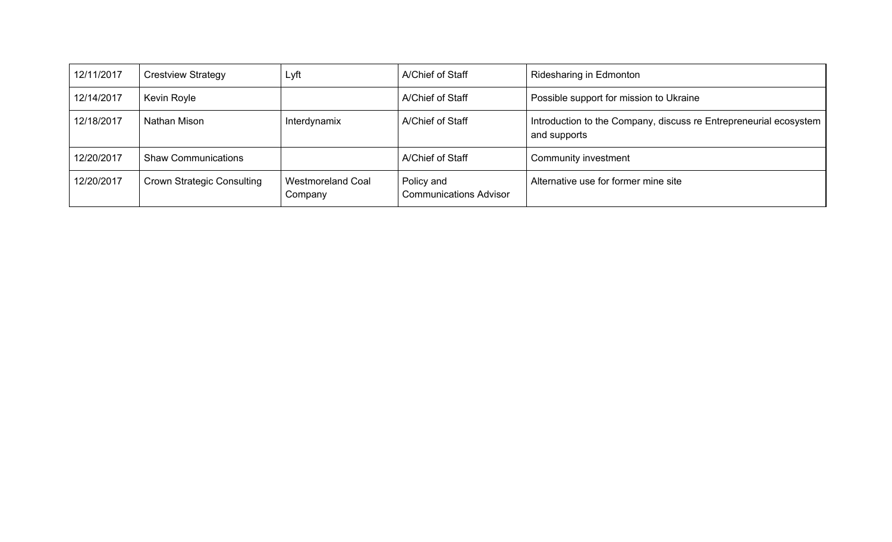| | | | | |
|---|---|---|---|---|
| 12/11/2017 | Crestview Strategy | Lyft | A/Chief of Staff | Ridesharing in Edmonton |
| 12/14/2017 | Kevin Royle | | A/Chief of Staff | Possible support for mission to Ukraine |
| 12/18/2017 | Nathan Mison | Interdynamix | A/Chief of Staff | Introduction to the Company, discuss re Entrepreneurial ecosystem and supports |
| 12/20/2017 | Shaw Communications | | A/Chief of Staff | Community investment |
| 12/20/2017 | Crown Strategic Consulting | Westmoreland Coal Company | Policy and Communications Advisor | Alternative use for former mine site |